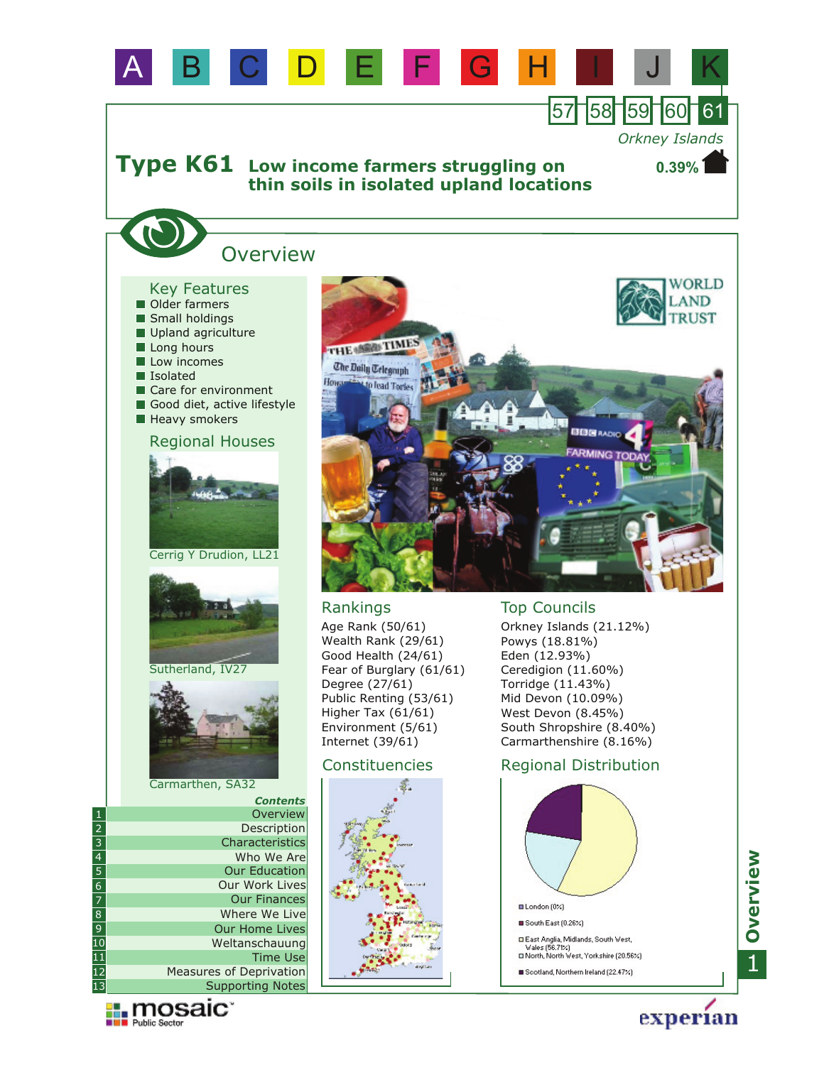A B C D E F G H I J K

57 58 59 60 61

*Orkney Islands*

# Type K61 Low income farmers struggling on thin soils in isolated upland locations

**0.39%**

## Overview

### Key Features

- Older farmers
- Small holdings
- Upland agriculture
- Long hours
- Low incomes
- Isolated
- Care for environment
- Good diet, active lifestyle
- Heavy smokers

### Regional Houses

Cerrig Y Drudion, LL21

Sutherland, IV27

Carmarthen, SA32

### Rankings

Age Rank (50/61)
Wealth Rank (29/61)
Good Health (24/61)
Fear of Burglary (61/61)
Degree (27/61)
Public Renting (53/61)
Higher Tax (61/61)
Environment (5/61)
Internet (39/61)

### Top Councils

Orkney Islands (21.12%)
Powys (18.81%)
Eden (12.93%)
Ceredigion (11.60%)
Torridge (11.43%)
Mid Devon (10.09%)
West Devon (8.45%)
South Shropshire (8.40%)
Carmarthenshire (8.16%)

### Constituencies

### Regional Distribution

- London (0%)
- South East (0.26%)
- East Anglia, Midlands, South West, Wales (56.71%)
- North, North West, Yorkshire (20.56%)
- Scotland, Northern Ireland (22.47%)

**Contents**

1. Overview
2. Description
3. Characteristics
4. Who We Are
5. Our Education
6. Our Work Lives
7. Our Finances
8. Where We Live
9. Our Home Lives
10. Weltanschauung
11. Time Use
12. Measures of Deprivation
13. Supporting Notes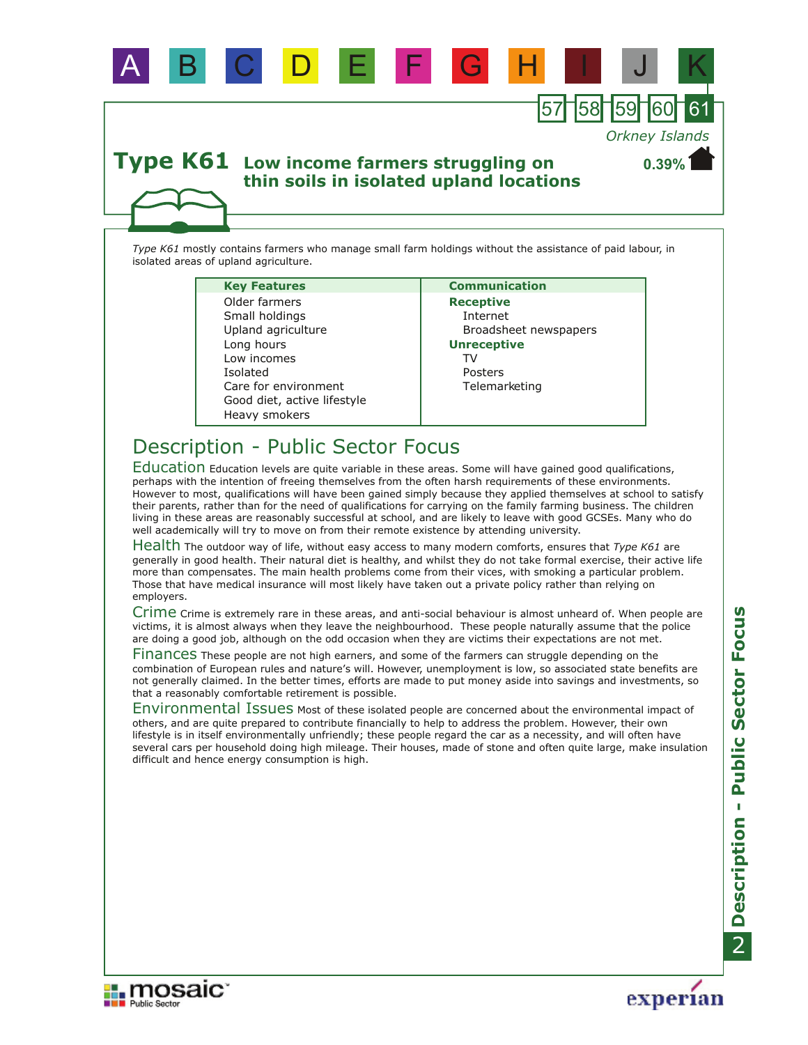# Type K61 Low income farmers struggling on thin soils in isolated upland locations

Orkney Islands

0.39%

*Type K61* mostly contains farmers who manage small farm holdings without the assistance of paid labour, in isolated areas of upland agriculture.

| Key Features | Communication |
|---|---|
| Older farmers | **Receptive** |
| Small holdings | Internet |
| Upland agriculture | Broadsheet newspapers |
| Long hours | **Unreceptive** |
| Low incomes | TV |
| Isolated | Posters |
| Care for environment | Telemarketing |
| Good diet, active lifestyle | |
| Heavy smokers | |

## Description - Public Sector Focus

**Education** Education levels are quite variable in these areas. Some will have gained good qualifications, perhaps with the intention of freeing themselves from the often harsh requirements of these environments. However to most, qualifications will have been gained simply because they applied themselves at school to satisfy their parents, rather than for the need of qualifications for carrying on the family farming business. The children living in these areas are reasonably successful at school, and are likely to leave with good GCSEs. Many who do well academically will try to move on from their remote existence by attending university.

**Health** The outdoor way of life, without easy access to many modern comforts, ensures that *Type K61* are generally in good health. Their natural diet is healthy, and whilst they do not take formal exercise, their active life more than compensates. The main health problems come from their vices, with smoking a particular problem. Those that have medical insurance will most likely have taken out a private policy rather than relying on employers.

**Crime** Crime is extremely rare in these areas, and anti-social behaviour is almost unheard of. When people are victims, it is almost always when they leave the neighbourhood. These people naturally assume that the police are doing a good job, although on the odd occasion when they are victims their expectations are not met.

**Finances** These people are not high earners, and some of the farmers can struggle depending on the combination of European rules and nature's will. However, unemployment is low, so associated state benefits are not generally claimed. In the better times, efforts are made to put money aside into savings and investments, so that a reasonably comfortable retirement is possible.

**Environmental Issues** Most of these isolated people are concerned about the environmental impact of others, and are quite prepared to contribute financially to help to address the problem. However, their own lifestyle is in itself environmentally unfriendly; these people regard the car as a necessity, and will often have several cars per household doing high mileage. Their houses, made of stone and often quite large, make insulation difficult and hence energy consumption is high.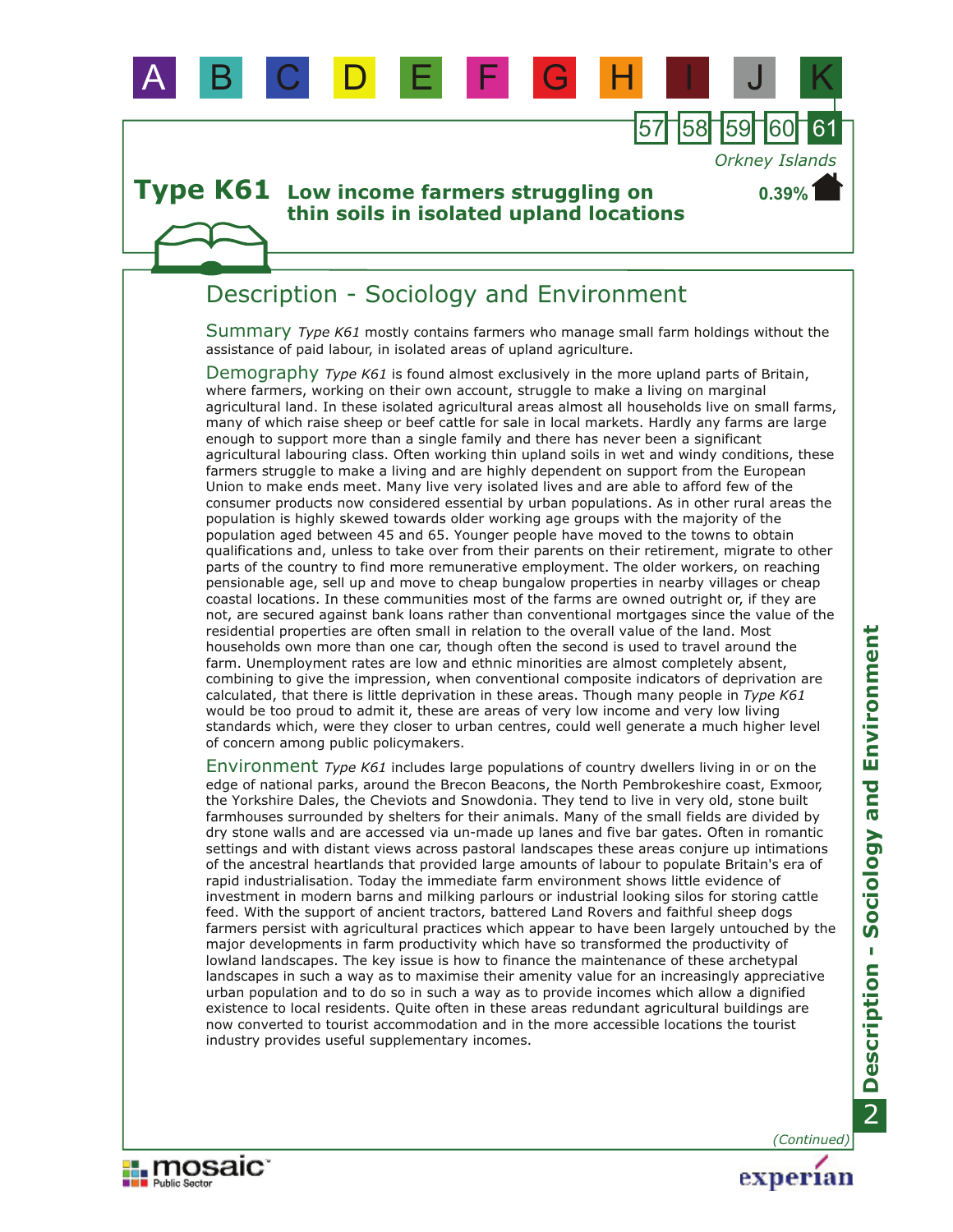# Type K61 Low income farmers struggling on thin soils in isolated upland locations

Orkney Islands

0.39%

## Description - Sociology and Environment

**Summary** *Type K61* mostly contains farmers who manage small farm holdings without the assistance of paid labour, in isolated areas of upland agriculture.

**Demography** *Type K61* is found almost exclusively in the more upland parts of Britain, where farmers, working on their own account, struggle to make a living on marginal agricultural land. In these isolated agricultural areas almost all households live on small farms, many of which raise sheep or beef cattle for sale in local markets. Hardly any farms are large enough to support more than a single family and there has never been a significant agricultural labouring class. Often working thin upland soils in wet and windy conditions, these farmers struggle to make a living and are highly dependent on support from the European Union to make ends meet. Many live very isolated lives and are able to afford few of the consumer products now considered essential by urban populations. As in other rural areas the population is highly skewed towards older working age groups with the majority of the population aged between 45 and 65. Younger people have moved to the towns to obtain qualifications and, unless to take over from their parents on their retirement, migrate to other parts of the country to find more remunerative employment. The older workers, on reaching pensionable age, sell up and move to cheap bungalow properties in nearby villages or cheap coastal locations. In these communities most of the farms are owned outright or, if they are not, are secured against bank loans rather than conventional mortgages since the value of the residential properties are often small in relation to the overall value of the land. Most households own more than one car, though often the second is used to travel around the farm. Unemployment rates are low and ethnic minorities are almost completely absent, combining to give the impression, when conventional composite indicators of deprivation are calculated, that there is little deprivation in these areas. Though many people in *Type K61* would be too proud to admit it, these are areas of very low income and very low living standards which, were they closer to urban centres, could well generate a much higher level of concern among public policymakers.

**Environment** *Type K61* includes large populations of country dwellers living in or on the edge of national parks, around the Brecon Beacons, the North Pembrokeshire coast, Exmoor, the Yorkshire Dales, the Cheviots and Snowdonia. They tend to live in very old, stone built farmhouses surrounded by shelters for their animals. Many of the small fields are divided by dry stone walls and are accessed via un-made up lanes and five bar gates. Often in romantic settings and with distant views across pastoral landscapes these areas conjure up intimations of the ancestral heartlands that provided large amounts of labour to populate Britain's era of rapid industrialisation. Today the immediate farm environment shows little evidence of investment in modern barns and milking parlours or industrial looking silos for storing cattle feed. With the support of ancient tractors, battered Land Rovers and faithful sheep dogs farmers persist with agricultural practices which appear to have been largely untouched by the major developments in farm productivity which have so transformed the productivity of lowland landscapes. The key issue is how to finance the maintenance of these archetypal landscapes in such a way as to maximise their amenity value for an increasingly appreciative urban population and to do so in such a way as to provide incomes which allow a dignified existence to local residents. Quite often in these areas redundant agricultural buildings are now converted to tourist accommodation and in the more accessible locations the tourist industry provides useful supplementary incomes.

*(Continued)*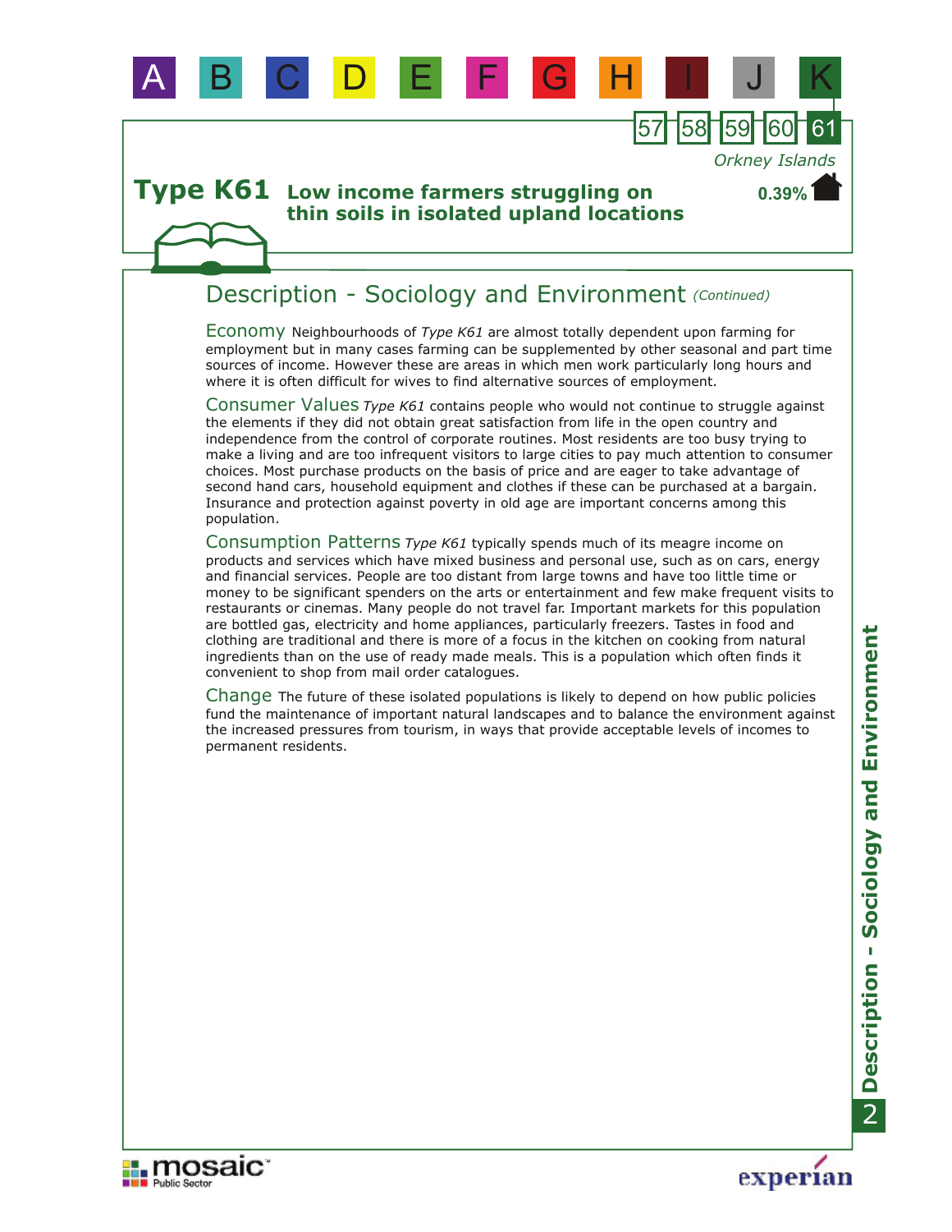A B C D E F G H I J K

57 58 59 60 61

*Orkney Islands*

# Type K61 Low income farmers struggling on thin soils in isolated upland locations

0.39%

## Description - Sociology and Environment *(Continued)*

**Economy** Neighbourhoods of *Type K61* are almost totally dependent upon farming for employment but in many cases farming can be supplemented by other seasonal and part time sources of income. However these are areas in which men work particularly long hours and where it is often difficult for wives to find alternative sources of employment.

**Consumer Values** *Type K61* contains people who would not continue to struggle against the elements if they did not obtain great satisfaction from life in the open country and independence from the control of corporate routines. Most residents are too busy trying to make a living and are too infrequent visitors to large cities to pay much attention to consumer choices. Most purchase products on the basis of price and are eager to take advantage of second hand cars, household equipment and clothes if these can be purchased at a bargain. Insurance and protection against poverty in old age are important concerns among this population.

**Consumption Patterns** *Type K61* typically spends much of its meagre income on products and services which have mixed business and personal use, such as on cars, energy and financial services. People are too distant from large towns and have too little time or money to be significant spenders on the arts or entertainment and few make frequent visits to restaurants or cinemas. Many people do not travel far. Important markets for this population are bottled gas, electricity and home appliances, particularly freezers. Tastes in food and clothing are traditional and there is more of a focus in the kitchen on cooking from natural ingredients than on the use of ready made meals. This is a population which often finds it convenient to shop from mail order catalogues.

**Change** The future of these isolated populations is likely to depend on how public policies fund the maintenance of important natural landscapes and to balance the environment against the increased pressures from tourism, in ways that provide acceptable levels of incomes to permanent residents.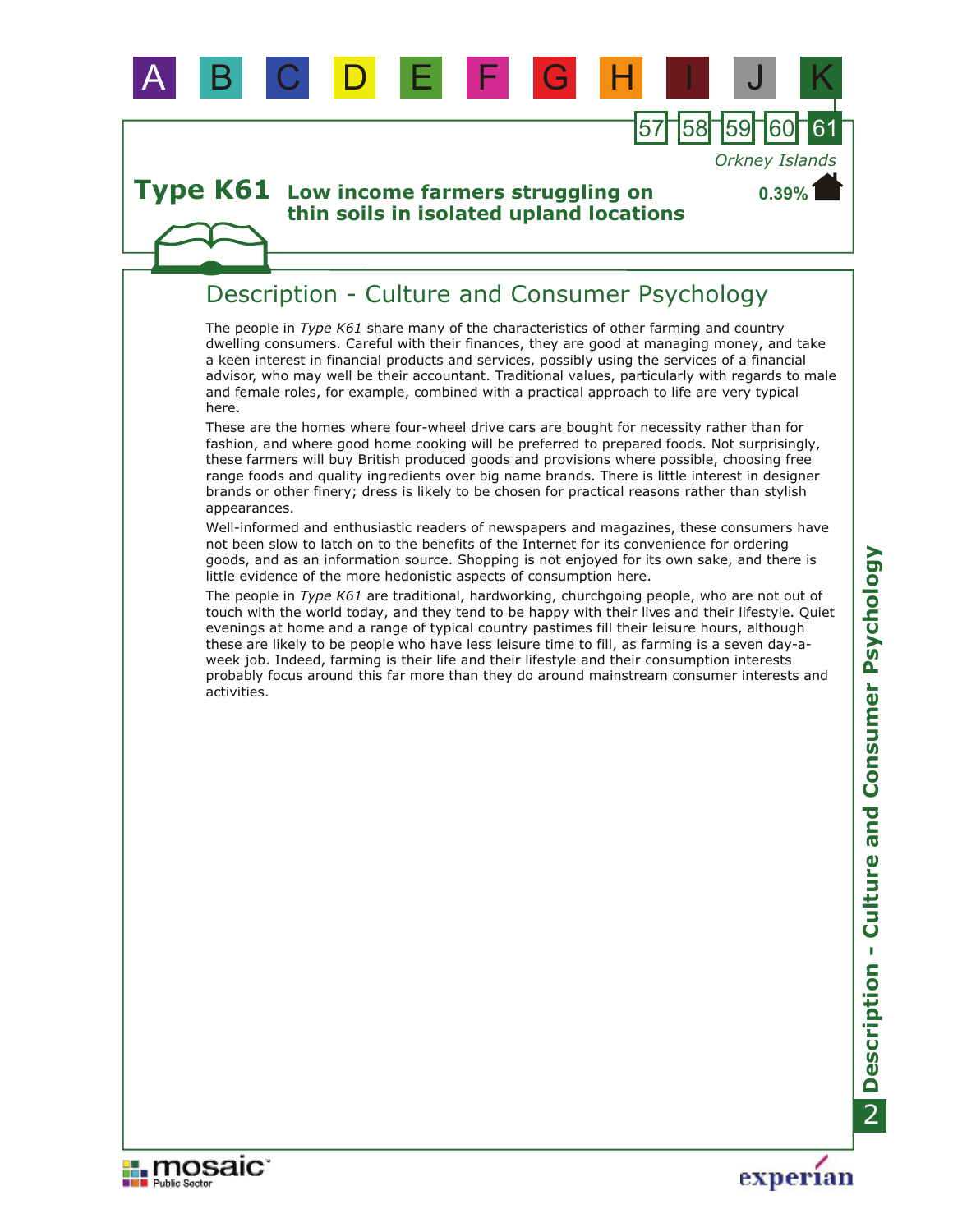# Type K61 Low income farmers struggling on thin soils in isolated upland locations

Orkney Islands

0.39%

## Description - Culture and Consumer Psychology

The people in *Type K61* share many of the characteristics of other farming and country dwelling consumers. Careful with their finances, they are good at managing money, and take a keen interest in financial products and services, possibly using the services of a financial advisor, who may well be their accountant. Traditional values, particularly with regards to male and female roles, for example, combined with a practical approach to life are very typical here.

These are the homes where four-wheel drive cars are bought for necessity rather than for fashion, and where good home cooking will be preferred to prepared foods. Not surprisingly, these farmers will buy British produced goods and provisions where possible, choosing free range foods and quality ingredients over big name brands. There is little interest in designer brands or other finery; dress is likely to be chosen for practical reasons rather than stylish appearances.

Well-informed and enthusiastic readers of newspapers and magazines, these consumers have not been slow to latch on to the benefits of the Internet for its convenience for ordering goods, and as an information source. Shopping is not enjoyed for its own sake, and there is little evidence of the more hedonistic aspects of consumption here.

The people in *Type K61* are traditional, hardworking, churchgoing people, who are not out of touch with the world today, and they tend to be happy with their lives and their lifestyle. Quiet evenings at home and a range of typical country pastimes fill their leisure hours, although these are likely to be people who have less leisure time to fill, as farming is a seven day-a-week job. Indeed, farming is their life and their lifestyle and their consumption interests probably focus around this far more than they do around mainstream consumer interests and activities.